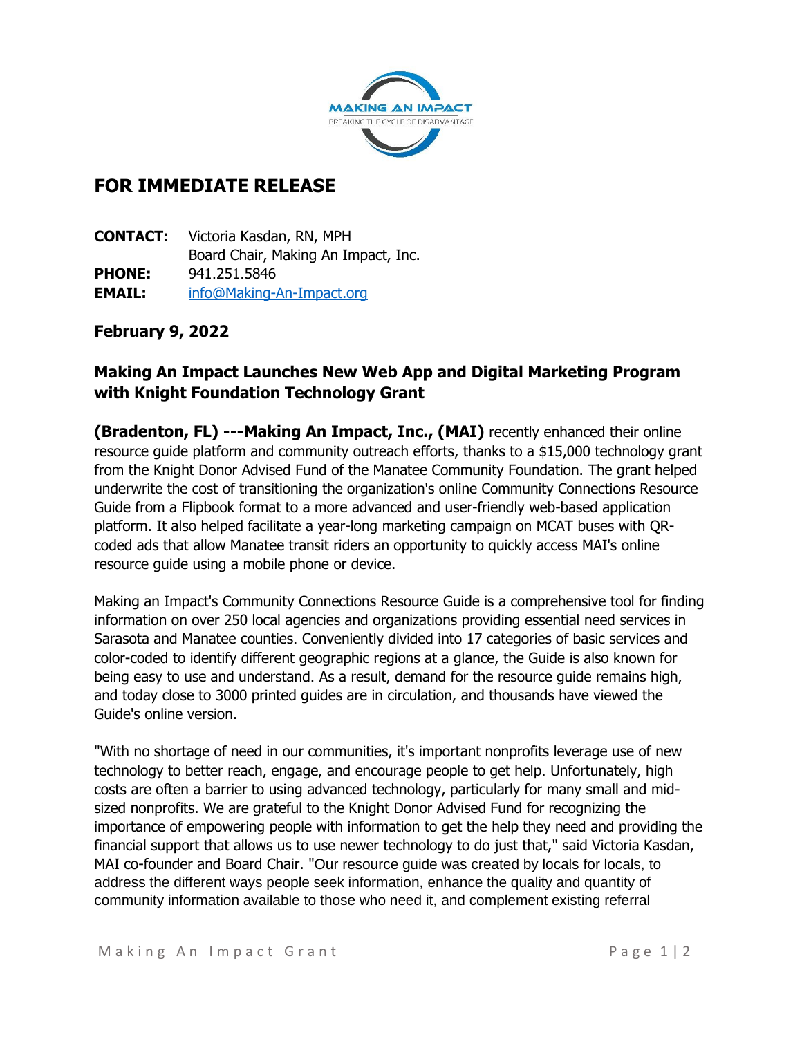# FOR IMMEDIATE RELEASE

**CONTACT:** Victoria Kasdan, RN, MPH
Board Chair, Making An Impact, Inc.
**PHONE:** 941.251.5846
**EMAIL:** info@Making-An-Impact.org

**February 9, 2022**

## Making An Impact Launches New Web App and Digital Marketing Program with Knight Foundation Technology Grant

**(Bradenton, FL) ---Making An Impact, Inc., (MAI)** recently enhanced their online resource guide platform and community outreach efforts, thanks to a $15,000 technology grant from the Knight Donor Advised Fund of the Manatee Community Foundation. The grant helped underwrite the cost of transitioning the organization's online Community Connections Resource Guide from a Flipbook format to a more advanced and user-friendly web-based application platform. It also helped facilitate a year-long marketing campaign on MCAT buses with QR-coded ads that allow Manatee transit riders an opportunity to quickly access MAI's online resource guide using a mobile phone or device.

Making an Impact's Community Connections Resource Guide is a comprehensive tool for finding information on over 250 local agencies and organizations providing essential need services in Sarasota and Manatee counties. Conveniently divided into 17 categories of basic services and color-coded to identify different geographic regions at a glance, the Guide is also known for being easy to use and understand. As a result, demand for the resource guide remains high, and today close to 3000 printed guides are in circulation, and thousands have viewed the Guide's online version.

"With no shortage of need in our communities, it's important nonprofits leverage use of new technology to better reach, engage, and encourage people to get help. Unfortunately, high costs are often a barrier to using advanced technology, particularly for many small and mid-sized nonprofits. We are grateful to the Knight Donor Advised Fund for recognizing the importance of empowering people with information to get the help they need and providing the financial support that allows us to use newer technology to do just that," said Victoria Kasdan, MAI co-founder and Board Chair. "Our resource guide was created by locals for locals, to address the different ways people seek information, enhance the quality and quantity of community information available to those who need it, and complement existing referral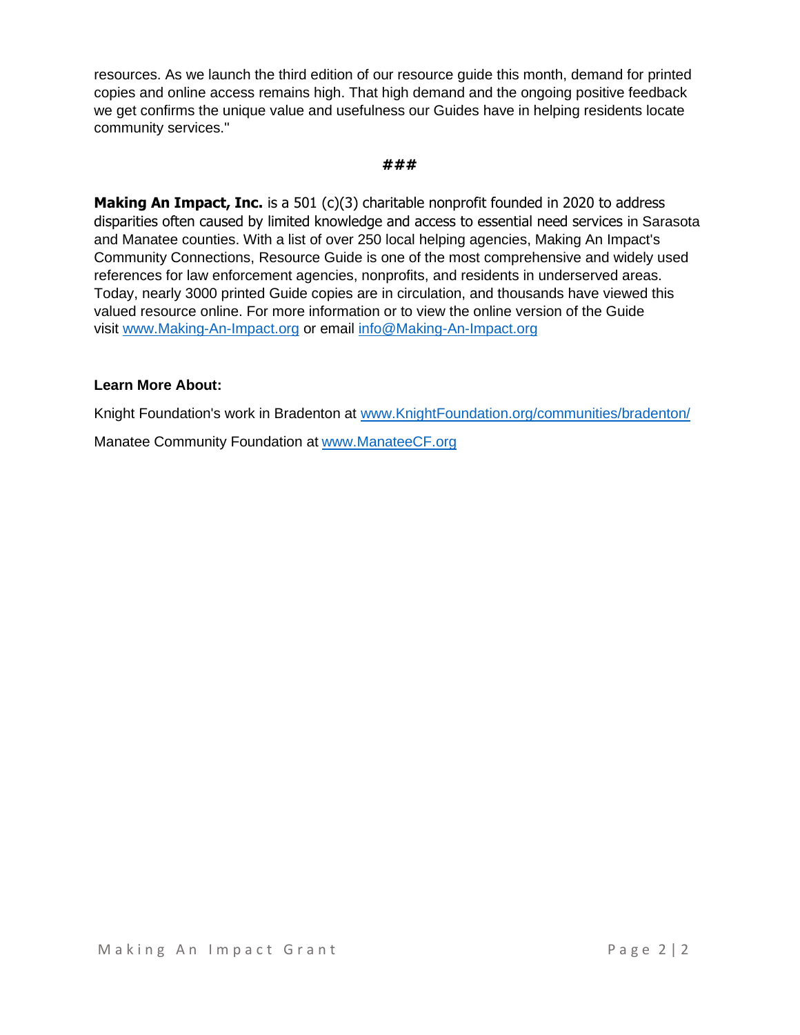resources. As we launch the third edition of our resource guide this month, demand for printed copies and online access remains high. That high demand and the ongoing positive feedback we get confirms the unique value and usefulness our Guides have in helping residents locate community services."

**###**

**Making An Impact, Inc.** is a 501 (c)(3) charitable nonprofit founded in 2020 to address disparities often caused by limited knowledge and access to essential need services in Sarasota and Manatee counties. With a list of over 250 local helping agencies, Making An Impact's Community Connections, Resource Guide is one of the most comprehensive and widely used references for law enforcement agencies, nonprofits, and residents in underserved areas. Today, nearly 3000 printed Guide copies are in circulation, and thousands have viewed this valued resource online. For more information or to view the online version of the Guide visit www.Making-An-Impact.org or email info@Making-An-Impact.org

**Learn More About:**

Knight Foundation's work in Bradenton at www.KnightFoundation.org/communities/bradenton/

Manatee Community Foundation at www.ManateeCF.org